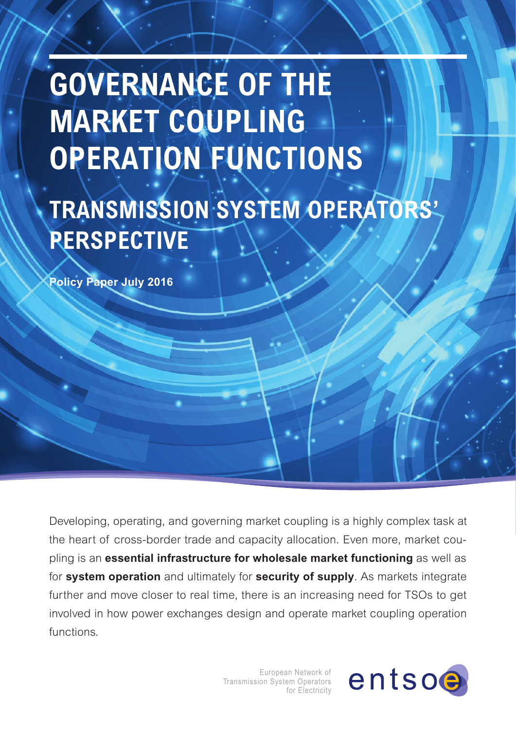# GOVERNANCE OF THE MARKET COUPLING OPERATION FUNCTIONS

## TRANSMISSION SYSTEM OPERATORS' PERSPECTIVE

**Policy Paper July 2016**

Developing, operating, and governing market coupling is a highly complex task at the heart of cross-border trade and capacity allocation. Even more, market coupling is an **essential infrastructure for wholesale market functioning** as well as for **system operation** and ultimately for **security of supply**. As markets integrate further and move closer to real time, there is an increasing need for TSOs to get involved in how power exchanges design and operate market coupling operation functions.

European Network of Transmission System Operators for Electricity

entsoe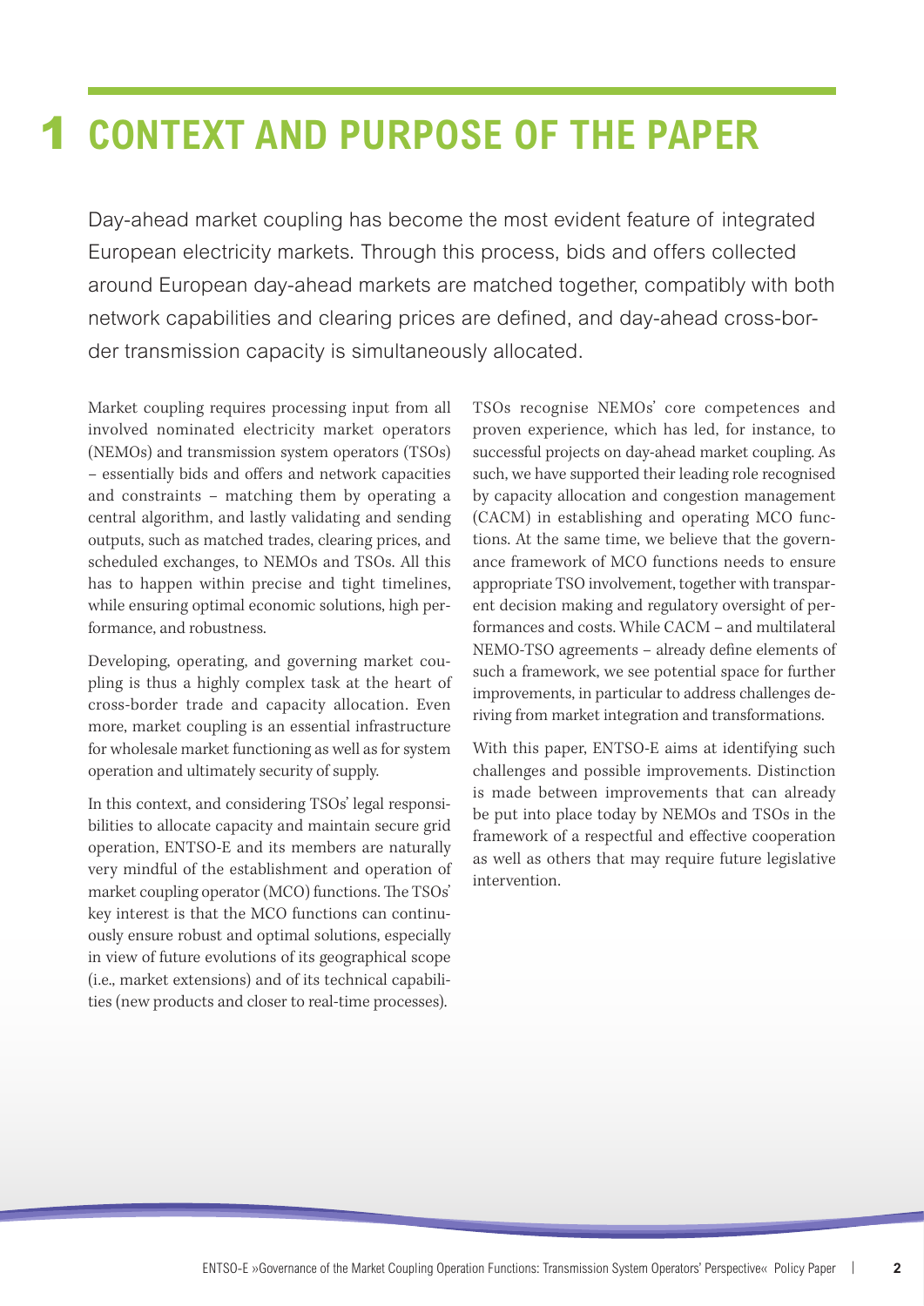# 1 CONTEXT AND PURPOSE OF THE PAPER

Day-ahead market coupling has become the most evident feature of integrated European electricity markets. Through this process, bids and offers collected around European day-ahead markets are matched together, compatibly with both network capabilities and clearing prices are defined, and day-ahead cross-border transmission capacity is simultaneously allocated.

Market coupling requires processing input from all involved nominated electricity market operators (NEMOs) and transmission system operators (TSOs) – essentially bids and offers and network capacities and constraints – matching them by operating a central algorithm, and lastly validating and sending outputs, such as matched trades, clearing prices, and scheduled exchanges, to NEMOs and TSOs. All this has to happen within precise and tight timelines, while ensuring optimal economic solutions, high performance, and robustness.

Developing, operating, and governing market coupling is thus a highly complex task at the heart of cross-border trade and capacity allocation. Even more, market coupling is an essential infrastructure for wholesale market functioning as well as for system operation and ultimately security of supply.

In this context, and considering TSOs' legal responsibilities to allocate capacity and maintain secure grid operation, ENTSO-E and its members are naturally very mindful of the establishment and operation of market coupling operator (MCO) functions. The TSOs' key interest is that the MCO functions can continuously ensure robust and optimal solutions, especially in view of future evolutions of its geographical scope (i.e., market extensions) and of its technical capabilities (new products and closer to real-time processes).

TSOs recognise NEMOs' core competences and proven experience, which has led, for instance, to successful projects on day-ahead market coupling. As such, we have supported their leading role recognised by capacity allocation and congestion management (CACM) in establishing and operating MCO functions. At the same time, we believe that the governance framework of MCO functions needs to ensure appropriate TSO involvement, together with transparent decision making and regulatory oversight of performances and costs. While CACM – and multilateral NEMO-TSO agreements – already define elements of such a framework, we see potential space for further improvements, in particular to address challenges deriving from market integration and transformations.

With this paper, ENTSO-E aims at identifying such challenges and possible improvements. Distinction is made between improvements that can already be put into place today by NEMOs and TSOs in the framework of a respectful and effective cooperation as well as others that may require future legislative intervention.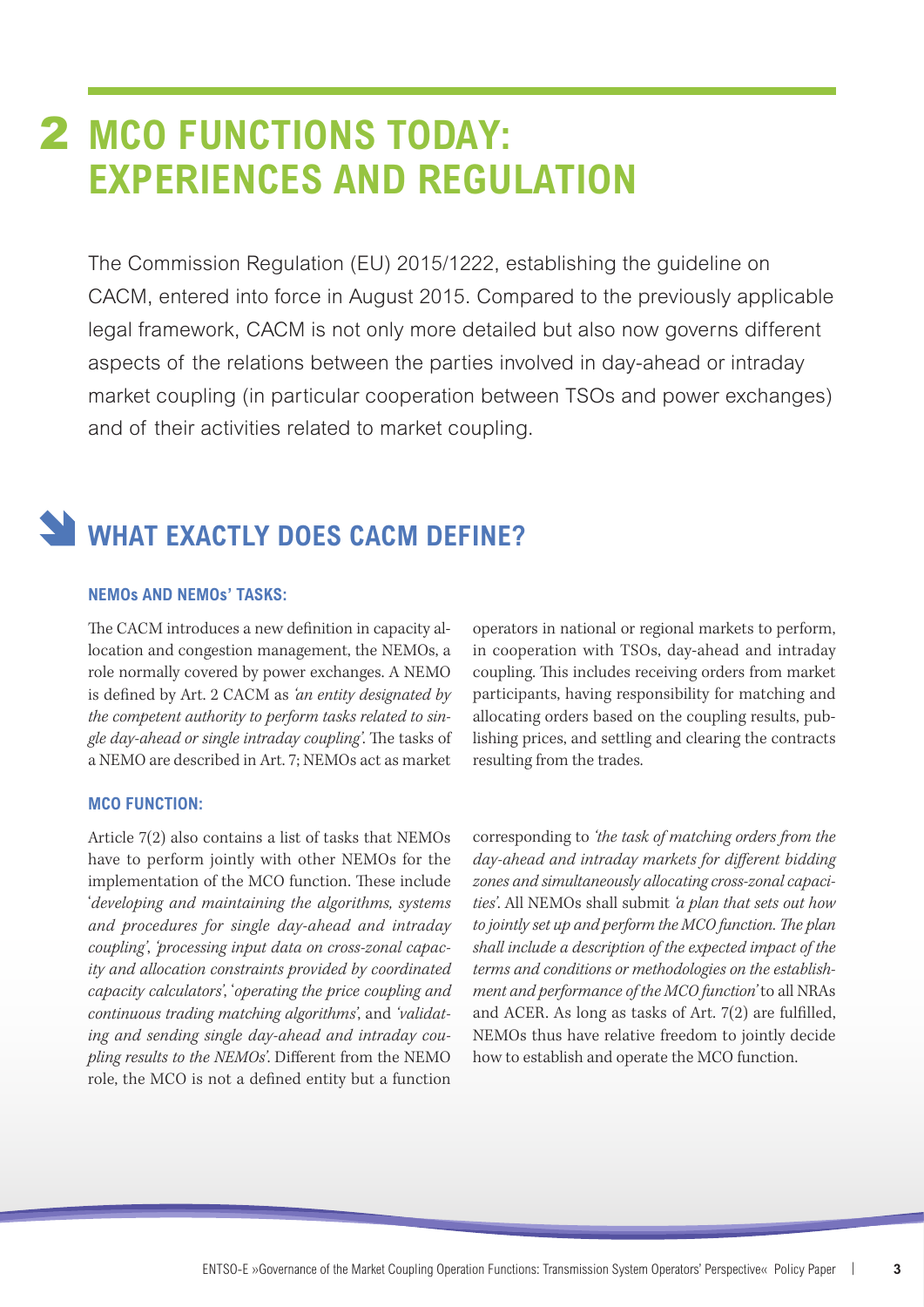# 2 MCO FUNCTIONS TODAY: EXPERIENCES AND REGULATION

The Commission Regulation (EU) 2015/1222, establishing the guideline on CACM, entered into force in August 2015. Compared to the previously applicable legal framework, CACM is not only more detailed but also now governs different aspects of the relations between the parties involved in day-ahead or intraday market coupling (in particular cooperation between TSOs and power exchanges) and of their activities related to market coupling.

## WHAT EXACTLY DOES CACM DEFINE?

### NEMOs AND NEMOs' TASKS:

The CACM introduces a new definition in capacity allocation and congestion management, the NEMOs, a role normally covered by power exchanges. A NEMO is defined by Art. 2 CACM as *'an entity designated by the competent authority to perform tasks related to single day-ahead or single intraday coupling'.* The tasks of a NEMO are described in Art. 7; NEMOs act as market operators in national or regional markets to perform, in cooperation with TSOs, day-ahead and intraday coupling. This includes receiving orders from market participants, having responsibility for matching and allocating orders based on the coupling results, publishing prices, and settling and clearing the contracts resulting from the trades.

### MCO FUNCTION:

Article 7(2) also contains a list of tasks that NEMOs have to perform jointly with other NEMOs for the implementation of the MCO function. These include '*developing and maintaining the algorithms, systems and procedures for single day-ahead and intraday coupling*', *'processing input data on cross-zonal capacity and allocation constraints provided by coordinated capacity calculators'*, '*operating the price coupling and continuous trading matching algorithms*', and *'validating and sending single day-ahead and intraday coupling results to the NEMOs'.* Different from the NEMO role, the MCO is not a defined entity but a function corresponding to *'the task of matching orders from the day-ahead and intraday markets for different bidding zones and simultaneously allocating cross-zonal capacities'.* All NEMOs shall submit *'a plan that sets out how to jointly set up and perform the MCO function. The plan shall include a description of the expected impact of the terms and conditions or methodologies on the establishment and performance of the MCO function'* to all NRAs and ACER. As long as tasks of Art. 7(2) are fulfilled, NEMOs thus have relative freedom to jointly decide how to establish and operate the MCO function.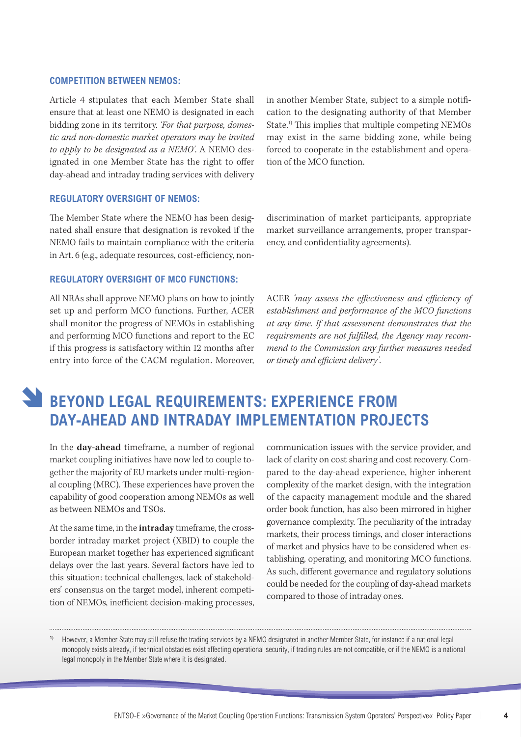### COMPETITION BETWEEN NEMOS:

Article 4 stipulates that each Member State shall ensure that at least one NEMO is designated in each bidding zone in its territory. *'For that purpose, domestic and non-domestic market operators may be invited to apply to be designated as a NEMO'*. A NEMO designated in one Member State has the right to offer day-ahead and intraday trading services with delivery in another Member State, subject to a simple notification to the designating authority of that Member State.[1] This implies that multiple competing NEMOs may exist in the same bidding zone, while being forced to cooperate in the establishment and operation of the MCO function.

### REGULATORY OVERSIGHT OF NEMOS:

The Member State where the NEMO has been designated shall ensure that designation is revoked if the NEMO fails to maintain compliance with the criteria in Art. 6 (e.g., adequate resources, cost-efficiency, non-discrimination of market participants, appropriate market surveillance arrangements, proper transparency, and confidentiality agreements).

### REGULATORY OVERSIGHT OF MCO FUNCTIONS:

All NRAs shall approve NEMO plans on how to jointly set up and perform MCO functions. Further, ACER shall monitor the progress of NEMOs in establishing and performing MCO functions and report to the EC if this progress is satisfactory within 12 months after entry into force of the CACM regulation. Moreover, ACER *'may assess the effectiveness and efficiency of establishment and performance of the MCO functions at any time. If that assessment demonstrates that the requirements are not fulfilled, the Agency may recommend to the Commission any further measures needed or timely and efficient delivery'*.

## BEYOND LEGAL REQUIREMENTS: EXPERIENCE FROM DAY-AHEAD AND INTRADAY IMPLEMENTATION PROJECTS

In the **day-ahead** timeframe, a number of regional market coupling initiatives have now led to couple together the majority of EU markets under multi-regional coupling (MRC). These experiences have proven the capability of good cooperation among NEMOs as well as between NEMOs and TSOs.

At the same time, in the **intraday** timeframe, the cross-border intraday market project (XBID) to couple the European market together has experienced significant delays over the last years. Several factors have led to this situation: technical challenges, lack of stakeholders' consensus on the target model, inherent competition of NEMOs, inefficient decision-making processes, communication issues with the service provider, and lack of clarity on cost sharing and cost recovery. Compared to the day-ahead experience, higher inherent complexity of the market design, with the integration of the capacity management module and the shared order book function, has also been mirrored in higher governance complexity. The peculiarity of the intraday markets, their process timings, and closer interactions of market and physics have to be considered when establishing, operating, and monitoring MCO functions. As such, different governance and regulatory solutions could be needed for the coupling of day-ahead markets compared to those of intraday ones.

---

[1] However, a Member State may still refuse the trading services by a NEMO designated in another Member State, for instance if a national legal monopoly exists already, if technical obstacles exist affecting operational security, if trading rules are not compatible, or if the NEMO is a national legal monopoly in the Member State where it is designated.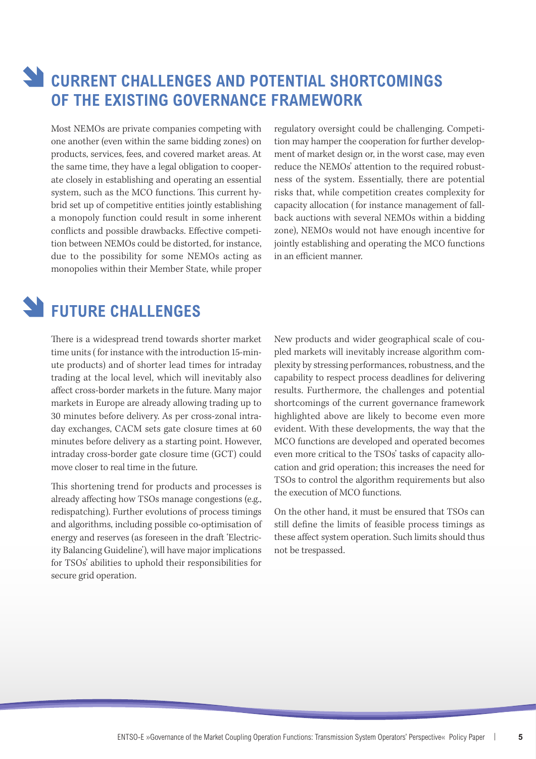## CURRENT CHALLENGES AND POTENTIAL SHORTCOMINGS OF THE EXISTING GOVERNANCE FRAMEWORK

Most NEMOs are private companies competing with one another (even within the same bidding zones) on products, services, fees, and covered market areas. At the same time, they have a legal obligation to cooperate closely in establishing and operating an essential system, such as the MCO functions. This current hybrid set up of competitive entities jointly establishing a monopoly function could result in some inherent conflicts and possible drawbacks. Effective competition between NEMOs could be distorted, for instance, due to the possibility for some NEMOs acting as monopolies within their Member State, while proper regulatory oversight could be challenging. Competition may hamper the cooperation for further development of market design or, in the worst case, may even reduce the NEMOs' attention to the required robustness of the system. Essentially, there are potential risks that, while competition creates complexity for capacity allocation (for instance management of fallback auctions with several NEMOs within a bidding zone), NEMOs would not have enough incentive for jointly establishing and operating the MCO functions in an efficient manner.

## FUTURE CHALLENGES

There is a widespread trend towards shorter market time units (for instance with the introduction 15-minute products) and of shorter lead times for intraday trading at the local level, which will inevitably also affect cross-border markets in the future. Many major markets in Europe are already allowing trading up to 30 minutes before delivery. As per cross-zonal intraday exchanges, CACM sets gate closure times at 60 minutes before delivery as a starting point. However, intraday cross-border gate closure time (GCT) could move closer to real time in the future.

This shortening trend for products and processes is already affecting how TSOs manage congestions (e.g., redispatching). Further evolutions of process timings and algorithms, including possible co-optimisation of energy and reserves (as foreseen in the draft 'Electricity Balancing Guideline'), will have major implications for TSOs' abilities to uphold their responsibilities for secure grid operation.

New products and wider geographical scale of coupled markets will inevitably increase algorithm complexity by stressing performances, robustness, and the capability to respect process deadlines for delivering results. Furthermore, the challenges and potential shortcomings of the current governance framework highlighted above are likely to become even more evident. With these developments, the way that the MCO functions are developed and operated becomes even more critical to the TSOs' tasks of capacity allocation and grid operation; this increases the need for TSOs to control the algorithm requirements but also the execution of MCO functions.

On the other hand, it must be ensured that TSOs can still define the limits of feasible process timings as these affect system operation. Such limits should thus not be trespassed.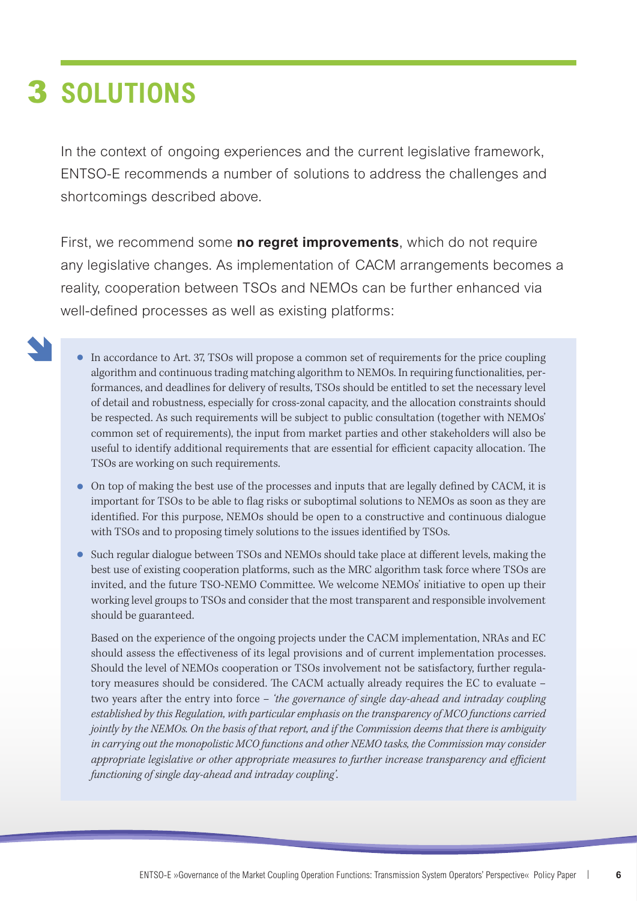# 3 SOLUTIONS

In the context of ongoing experiences and the current legislative framework, ENTSO-E recommends a number of solutions to address the challenges and shortcomings described above.

First, we recommend some **no regret improvements**, which do not require any legislative changes. As implementation of CACM arrangements becomes a reality, cooperation between TSOs and NEMOs can be further enhanced via well-defined processes as well as existing platforms:

- In accordance to Art. 37, TSOs will propose a common set of requirements for the price coupling algorithm and continuous trading matching algorithm to NEMOs. In requiring functionalities, performances, and deadlines for delivery of results, TSOs should be entitled to set the necessary level of detail and robustness, especially for cross-zonal capacity, and the allocation constraints should be respected. As such requirements will be subject to public consultation (together with NEMOs' common set of requirements), the input from market parties and other stakeholders will also be useful to identify additional requirements that are essential for efficient capacity allocation. The TSOs are working on such requirements.
- On top of making the best use of the processes and inputs that are legally defined by CACM, it is important for TSOs to be able to flag risks or suboptimal solutions to NEMOs as soon as they are identified. For this purpose, NEMOs should be open to a constructive and continuous dialogue with TSOs and to proposing timely solutions to the issues identified by TSOs.
- Such regular dialogue between TSOs and NEMOs should take place at different levels, making the best use of existing cooperation platforms, such as the MRC algorithm task force where TSOs are invited, and the future TSO-NEMO Committee. We welcome NEMOs' initiative to open up their working level groups to TSOs and consider that the most transparent and responsible involvement should be guaranteed.

  Based on the experience of the ongoing projects under the CACM implementation, NRAs and EC should assess the effectiveness of its legal provisions and of current implementation processes. Should the level of NEMOs cooperation or TSOs involvement not be satisfactory, further regulatory measures should be considered. The CACM actually already requires the EC to evaluate – two years after the entry into force – *'the governance of single day-ahead and intraday coupling established by this Regulation, with particular emphasis on the transparency of MCO functions carried jointly by the NEMOs. On the basis of that report, and if the Commission deems that there is ambiguity in carrying out the monopolistic MCO functions and other NEMO tasks, the Commission may consider appropriate legislative or other appropriate measures to further increase transparency and efficient functioning of single day-ahead and intraday coupling'.*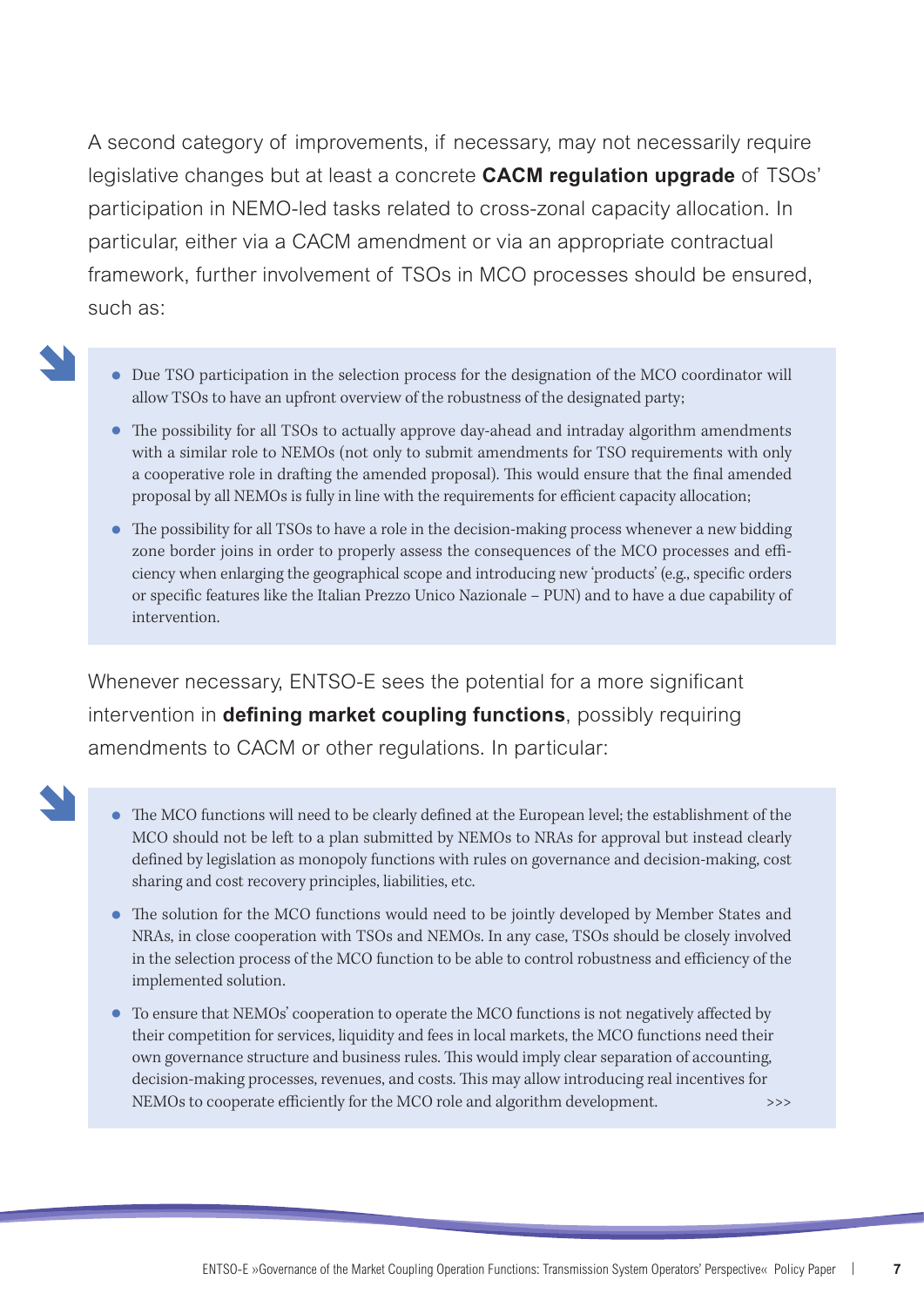A second category of improvements, if necessary, may not necessarily require legislative changes but at least a concrete **CACM regulation upgrade** of TSOs' participation in NEMO-led tasks related to cross-zonal capacity allocation. In particular, either via a CACM amendment or via an appropriate contractual framework, further involvement of TSOs in MCO processes should be ensured, such as:

- Due TSO participation in the selection process for the designation of the MCO coordinator will allow TSOs to have an upfront overview of the robustness of the designated party;
- The possibility for all TSOs to actually approve day-ahead and intraday algorithm amendments with a similar role to NEMOs (not only to submit amendments for TSO requirements with only a cooperative role in drafting the amended proposal). This would ensure that the final amended proposal by all NEMOs is fully in line with the requirements for efficient capacity allocation;
- The possibility for all TSOs to have a role in the decision-making process whenever a new bidding zone border joins in order to properly assess the consequences of the MCO processes and efficiency when enlarging the geographical scope and introducing new 'products' (e.g., specific orders or specific features like the Italian Prezzo Unico Nazionale – PUN) and to have a due capability of intervention.

Whenever necessary, ENTSO-E sees the potential for a more significant intervention in **defining market coupling functions**, possibly requiring amendments to CACM or other regulations. In particular:

- The MCO functions will need to be clearly defined at the European level; the establishment of the MCO should not be left to a plan submitted by NEMOs to NRAs for approval but instead clearly defined by legislation as monopoly functions with rules on governance and decision-making, cost sharing and cost recovery principles, liabilities, etc.
- The solution for the MCO functions would need to be jointly developed by Member States and NRAs, in close cooperation with TSOs and NEMOs. In any case, TSOs should be closely involved in the selection process of the MCO function to be able to control robustness and efficiency of the implemented solution.
- To ensure that NEMOs' cooperation to operate the MCO functions is not negatively affected by their competition for services, liquidity and fees in local markets, the MCO functions need their own governance structure and business rules. This would imply clear separation of accounting, decision-making processes, revenues, and costs. This may allow introducing real incentives for NEMOs to cooperate efficiently for the MCO role and algorithm development. >>>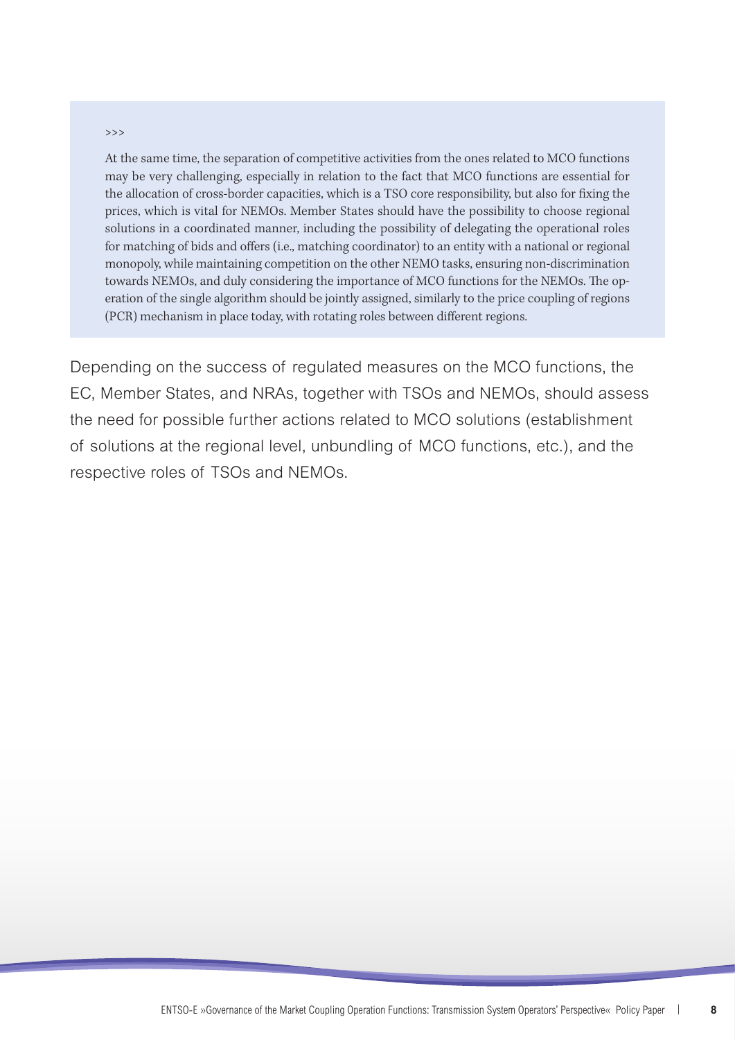>>>

At the same time, the separation of competitive activities from the ones related to MCO functions may be very challenging, especially in relation to the fact that MCO functions are essential for the allocation of cross-border capacities, which is a TSO core responsibility, but also for fixing the prices, which is vital for NEMOs. Member States should have the possibility to choose regional solutions in a coordinated manner, including the possibility of delegating the operational roles for matching of bids and offers (i.e., matching coordinator) to an entity with a national or regional monopoly, while maintaining competition on the other NEMO tasks, ensuring non-discrimination towards NEMOs, and duly considering the importance of MCO functions for the NEMOs. The operation of the single algorithm should be jointly assigned, similarly to the price coupling of regions (PCR) mechanism in place today, with rotating roles between different regions.

Depending on the success of regulated measures on the MCO functions, the EC, Member States, and NRAs, together with TSOs and NEMOs, should assess the need for possible further actions related to MCO solutions (establishment of solutions at the regional level, unbundling of MCO functions, etc.), and the respective roles of TSOs and NEMOs.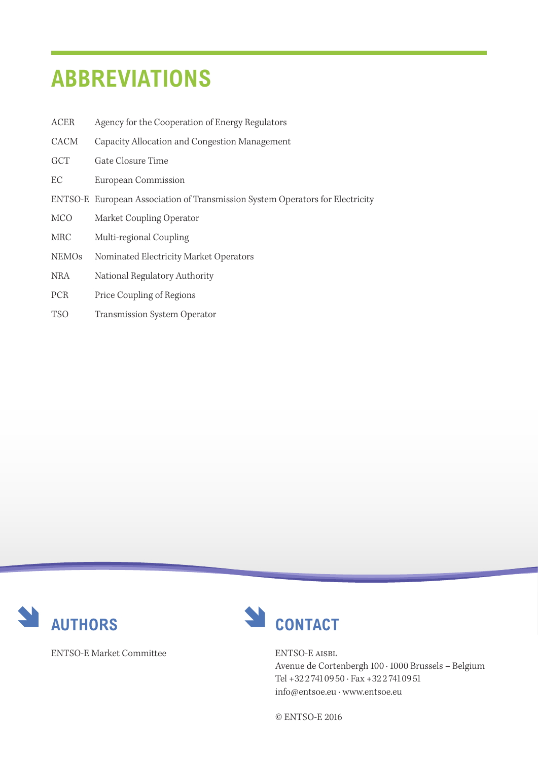# ABBREVIATIONS

| | |
|---|---|
| ACER | Agency for the Cooperation of Energy Regulators |
| CACM | Capacity Allocation and Congestion Management |
| GCT | Gate Closure Time |
| EC | European Commission |
| ENTSO-E | European Association of Transmission System Operators for Electricity |
| MCO | Market Coupling Operator |
| MRC | Multi-regional Coupling |
| NEMOs | Nominated Electricity Market Operators |
| NRA | National Regulatory Authority |
| PCR | Price Coupling of Regions |
| TSO | Transmission System Operator |

## AUTHORS

ENTSO-E Market Committee

## CONTACT

ENTSO-E AISBL
Avenue de Cortenbergh 100 · 1000 Brussels – Belgium
Tel +32 2 741 09 50 · Fax +32 2 741 09 51
info@entsoe.eu · www.entsoe.eu

© ENTSO-E 2016